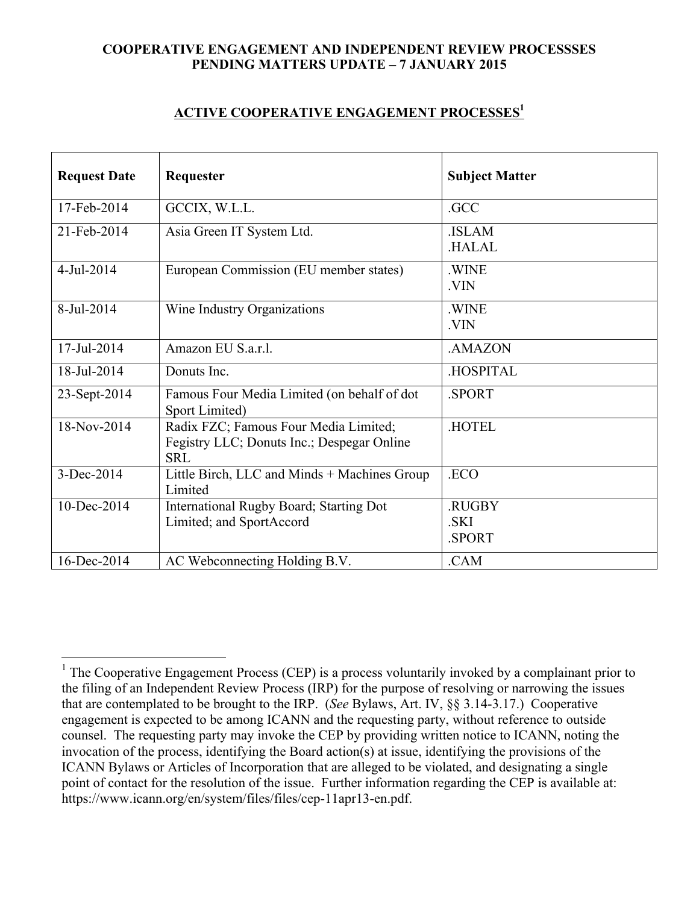**COOPERATIVE ENGAGEMENT AND INDEPENDENT REVIEW PROCESSSES**
**PENDING MATTERS UPDATE – 7 JANUARY 2015**

## ACTIVE COOPERATIVE ENGAGEMENT PROCESSES[1]

| Request Date | Requester | Subject Matter |
|---|---|---|
| 17-Feb-2014 | GCCIX, W.L.L. | .GCC |
| 21-Feb-2014 | Asia Green IT System Ltd. | .ISLAM<br>.HALAL |
| 4-Jul-2014 | European Commission (EU member states) | .WINE<br>.VIN |
| 8-Jul-2014 | Wine Industry Organizations | .WINE<br>.VIN |
| 17-Jul-2014 | Amazon EU S.a.r.l. | .AMAZON |
| 18-Jul-2014 | Donuts Inc. | .HOSPITAL |
| 23-Sept-2014 | Famous Four Media Limited (on behalf of dot Sport Limited) | .SPORT |
| 18-Nov-2014 | Radix FZC; Famous Four Media Limited; Fegistry LLC; Donuts Inc.; Despegar Online SRL | .HOTEL |
| 3-Dec-2014 | Little Birch, LLC and Minds + Machines Group Limited | .ECO |
| 10-Dec-2014 | International Rugby Board; Starting Dot Limited; and SportAccord | .RUGBY<br>.SKI<br>.SPORT |
| 16-Dec-2014 | AC Webconnecting Holding B.V. | .CAM |

[1] The Cooperative Engagement Process (CEP) is a process voluntarily invoked by a complainant prior to the filing of an Independent Review Process (IRP) for the purpose of resolving or narrowing the issues that are contemplated to be brought to the IRP. (*See* Bylaws, Art. IV, §§ 3.14-3.17.) Cooperative engagement is expected to be among ICANN and the requesting party, without reference to outside counsel. The requesting party may invoke the CEP by providing written notice to ICANN, noting the invocation of the process, identifying the Board action(s) at issue, identifying the provisions of the ICANN Bylaws or Articles of Incorporation that are alleged to be violated, and designating a single point of contact for the resolution of the issue. Further information regarding the CEP is available at: https://www.icann.org/en/system/files/files/cep-11apr13-en.pdf.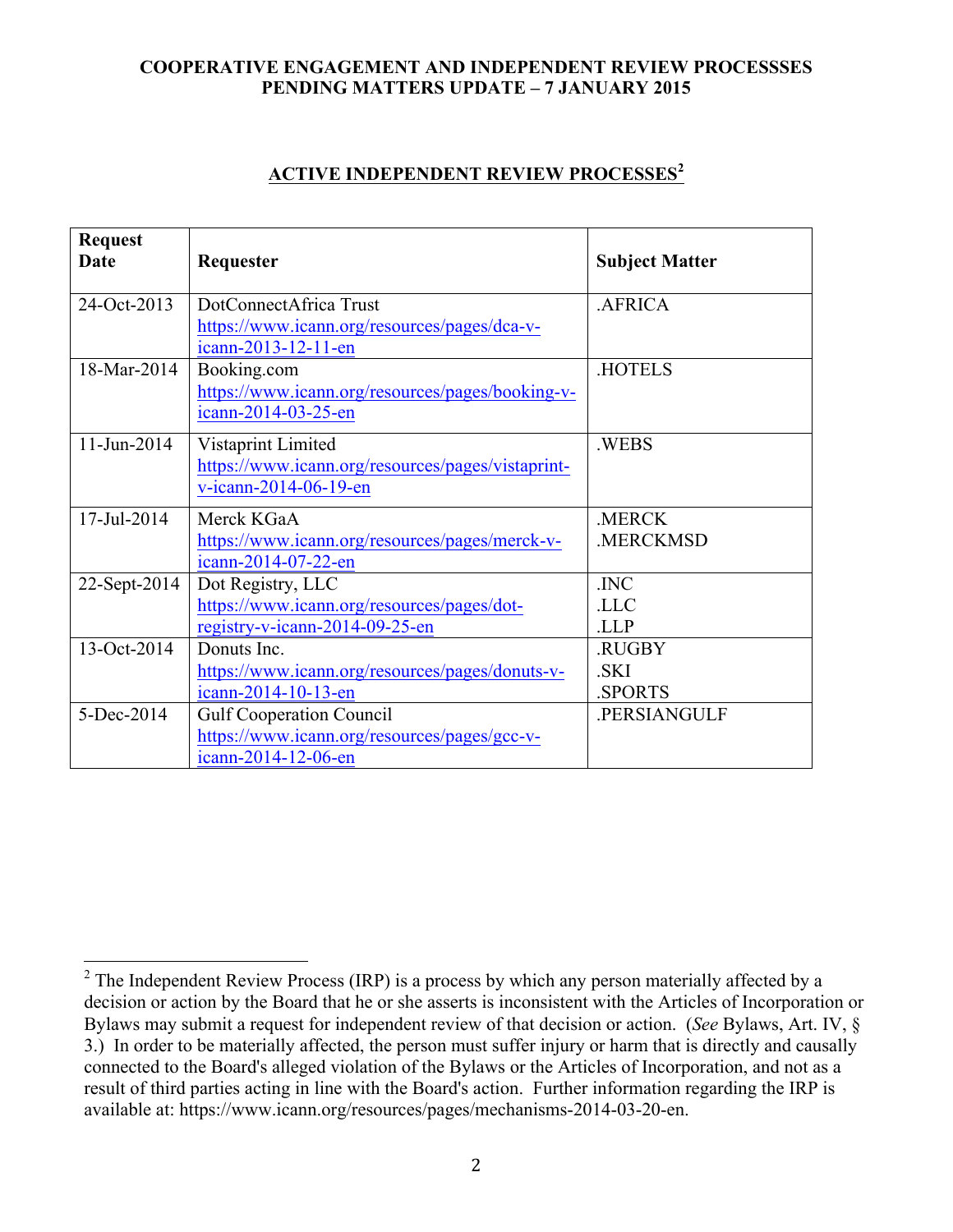**COOPERATIVE ENGAGEMENT AND INDEPENDENT REVIEW PROCESSSES**
**PENDING MATTERS UPDATE – 7 JANUARY 2015**

## ACTIVE INDEPENDENT REVIEW PROCESSES[2]

| Request Date | Requester | Subject Matter |
|---|---|---|
| 24-Oct-2013 | DotConnectAfrica Trust https://www.icann.org/resources/pages/dca-v-icann-2013-12-11-en | .AFRICA |
| 18-Mar-2014 | Booking.com https://www.icann.org/resources/pages/booking-v-icann-2014-03-25-en | .HOTELS |
| 11-Jun-2014 | Vistaprint Limited https://www.icann.org/resources/pages/vistaprint-v-icann-2014-06-19-en | .WEBS |
| 17-Jul-2014 | Merck KGaA https://www.icann.org/resources/pages/merck-v-icann-2014-07-22-en | .MERCK .MERCKMSD |
| 22-Sept-2014 | Dot Registry, LLC https://www.icann.org/resources/pages/dot-registry-v-icann-2014-09-25-en | .INC .LLC .LLP |
| 13-Oct-2014 | Donuts Inc. https://www.icann.org/resources/pages/donuts-v-icann-2014-10-13-en | .RUGBY .SKI .SPORTS |
| 5-Dec-2014 | Gulf Cooperation Council https://www.icann.org/resources/pages/gcc-v-icann-2014-12-06-en | .PERSIANGULF |

[2] The Independent Review Process (IRP) is a process by which any person materially affected by a decision or action by the Board that he or she asserts is inconsistent with the Articles of Incorporation or Bylaws may submit a request for independent review of that decision or action. (*See* Bylaws, Art. IV, § 3.) In order to be materially affected, the person must suffer injury or harm that is directly and causally connected to the Board's alleged violation of the Bylaws or the Articles of Incorporation, and not as a result of third parties acting in line with the Board's action. Further information regarding the IRP is available at: https://www.icann.org/resources/pages/mechanisms-2014-03-20-en.